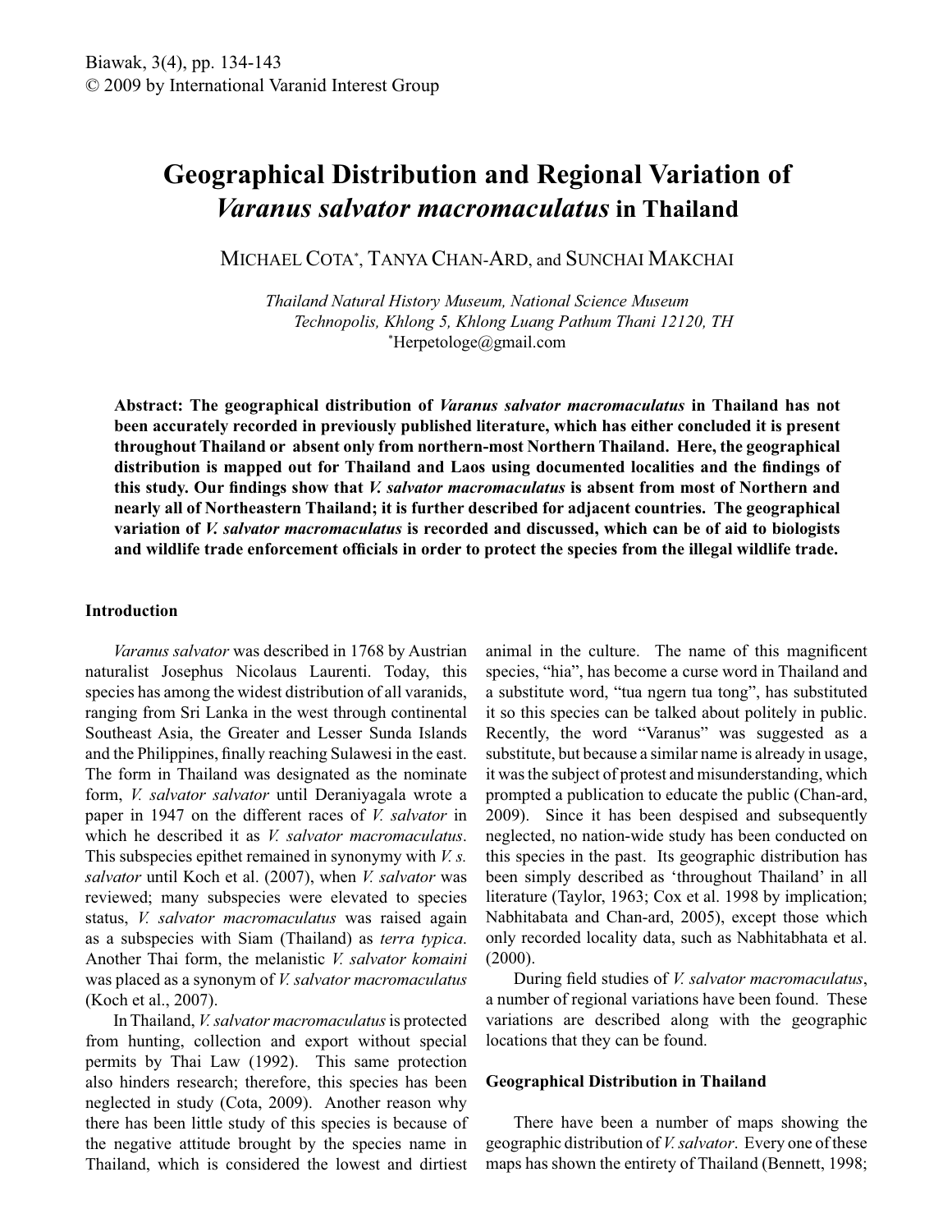# Geographical Distribution and Regional Variation of *Varanus salvator macromaculatus* in Thailand

MICHAEL COTA*, TANYA CHAN-ARD, and SUNCHAI MAKCHAI

*Thailand Natural History Museum, National Science Museum Technopolis, Khlong 5, Khlong Luang Pathum Thani 12120, TH*
*Herpetologe@gmail.com

**Abstract: The geographical distribution of *Varanus salvator macromaculatus* in Thailand has not been accurately recorded in previously published literature, which has either concluded it is present throughout Thailand or absent only from northern-most Northern Thailand. Here, the geographical distribution is mapped out for Thailand and Laos using documented localities and the findings of this study. Our findings show that *V. salvator macromaculatus* is absent from most of Northern and nearly all of Northeastern Thailand; it is further described for adjacent countries. The geographical variation of *V. salvator macromaculatus* is recorded and discussed, which can be of aid to biologists and wildlife trade enforcement officials in order to protect the species from the illegal wildlife trade.**

## Introduction

*Varanus salvator* was described in 1768 by Austrian naturalist Josephus Nicolaus Laurenti. Today, this species has among the widest distribution of all varanids, ranging from Sri Lanka in the west through continental Southeast Asia, the Greater and Lesser Sunda Islands and the Philippines, finally reaching Sulawesi in the east. The form in Thailand was designated as the nominate form, *V. salvator salvator* until Deraniyagala wrote a paper in 1947 on the different races of *V. salvator* in which he described it as *V. salvator macromaculatus*. This subspecies epithet remained in synonymy with *V. s. salvator* until Koch et al. (2007), when *V. salvator* was reviewed; many subspecies were elevated to species status, *V. salvator macromaculatus* was raised again as a subspecies with Siam (Thailand) as *terra typica*. Another Thai form, the melanistic *V. salvator komaini* was placed as a synonym of *V. salvator macromaculatus* (Koch et al., 2007).

In Thailand, *V. salvator macromaculatus* is protected from hunting, collection and export without special permits by Thai Law (1992). This same protection also hinders research; therefore, this species has been neglected in study (Cota, 2009). Another reason why there has been little study of this species is because of the negative attitude brought by the species name in Thailand, which is considered the lowest and dirtiest animal in the culture. The name of this magnificent species, "hia", has become a curse word in Thailand and a substitute word, "tua ngern tua tong", has substituted it so this species can be talked about politely in public. Recently, the word "Varanus" was suggested as a substitute, but because a similar name is already in usage, it was the subject of protest and misunderstanding, which prompted a publication to educate the public (Chan-ard, 2009). Since it has been despised and subsequently neglected, no nation-wide study has been conducted on this species in the past. Its geographic distribution has been simply described as 'throughout Thailand' in all literature (Taylor, 1963; Cox et al. 1998 by implication; Nabhitabata and Chan-ard, 2005), except those which only recorded locality data, such as Nabhitabhata et al. (2000).

During field studies of *V. salvator macromaculatus*, a number of regional variations have been found. These variations are described along with the geographic locations that they can be found.

## Geographical Distribution in Thailand

There have been a number of maps showing the geographic distribution of *V. salvator*. Every one of these maps has shown the entirety of Thailand (Bennett, 1998;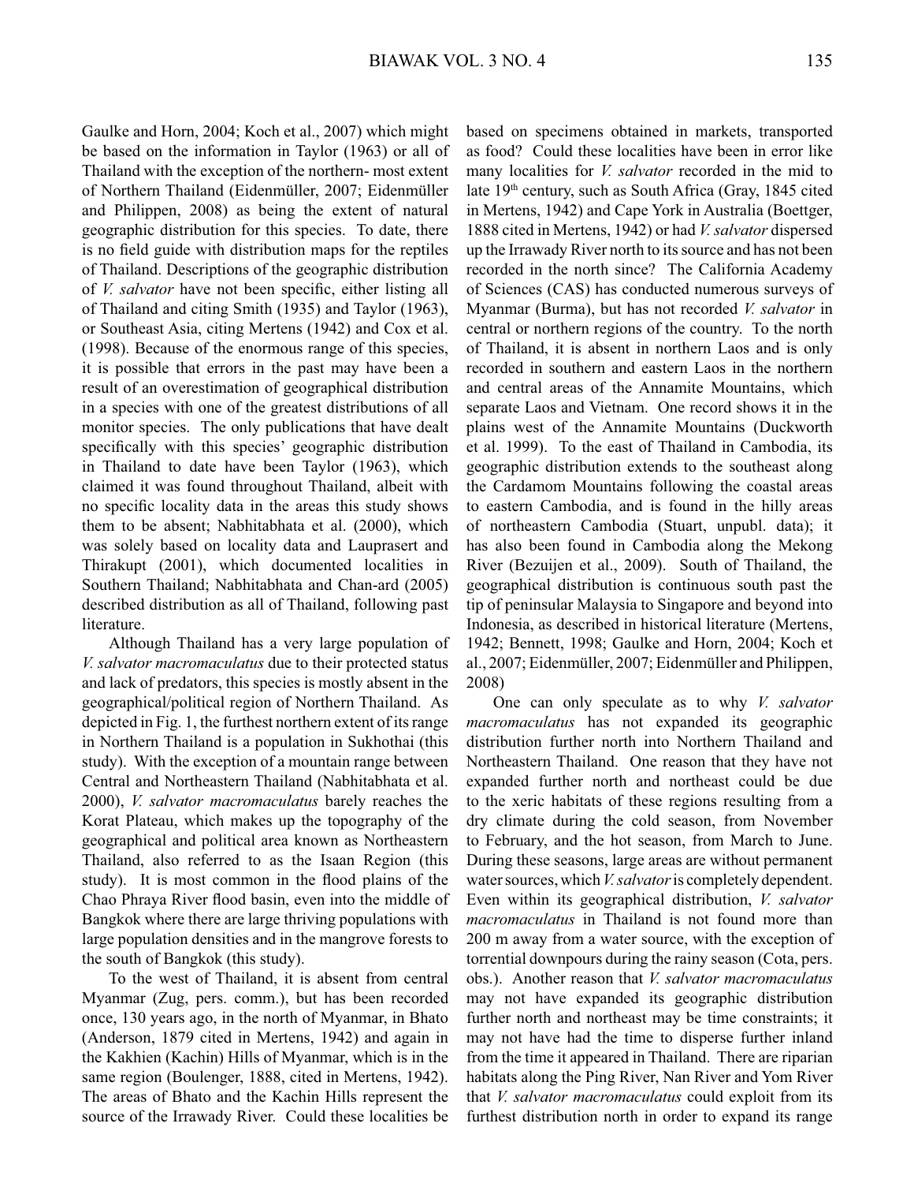Gaulke and Horn, 2004; Koch et al., 2007) which might be based on the information in Taylor (1963) or all of Thailand with the exception of the northern- most extent of Northern Thailand (Eidenmüller, 2007; Eidenmüller and Philippen, 2008) as being the extent of natural geographic distribution for this species. To date, there is no field guide with distribution maps for the reptiles of Thailand. Descriptions of the geographic distribution of *V. salvator* have not been specific, either listing all of Thailand and citing Smith (1935) and Taylor (1963), or Southeast Asia, citing Mertens (1942) and Cox et al. (1998). Because of the enormous range of this species, it is possible that errors in the past may have been a result of an overestimation of geographical distribution in a species with one of the greatest distributions of all monitor species. The only publications that have dealt specifically with this species' geographic distribution in Thailand to date have been Taylor (1963), which claimed it was found throughout Thailand, albeit with no specific locality data in the areas this study shows them to be absent; Nabhitabhata et al. (2000), which was solely based on locality data and Lauprasert and Thirakupt (2001), which documented localities in Southern Thailand; Nabhitabhata and Chan-ard (2005) described distribution as all of Thailand, following past literature.

Although Thailand has a very large population of *V. salvator macromaculatus* due to their protected status and lack of predators, this species is mostly absent in the geographical/political region of Northern Thailand. As depicted in Fig. 1, the furthest northern extent of its range in Northern Thailand is a population in Sukhothai (this study). With the exception of a mountain range between Central and Northeastern Thailand (Nabhitabhata et al. 2000), *V. salvator macromaculatus* barely reaches the Korat Plateau, which makes up the topography of the geographical and political area known as Northeastern Thailand, also referred to as the Isaan Region (this study). It is most common in the flood plains of the Chao Phraya River flood basin, even into the middle of Bangkok where there are large thriving populations with large population densities and in the mangrove forests to the south of Bangkok (this study).

To the west of Thailand, it is absent from central Myanmar (Zug, pers. comm.), but has been recorded once, 130 years ago, in the north of Myanmar, in Bhato (Anderson, 1879 cited in Mertens, 1942) and again in the Kakhien (Kachin) Hills of Myanmar, which is in the same region (Boulenger, 1888, cited in Mertens, 1942). The areas of Bhato and the Kachin Hills represent the source of the Irrawady River. Could these localities be based on specimens obtained in markets, transported as food? Could these localities have been in error like many localities for *V. salvator* recorded in the mid to late 19th century, such as South Africa (Gray, 1845 cited in Mertens, 1942) and Cape York in Australia (Boettger, 1888 cited in Mertens, 1942) or had *V. salvator* dispersed up the Irrawady River north to its source and has not been recorded in the north since? The California Academy of Sciences (CAS) has conducted numerous surveys of Myanmar (Burma), but has not recorded *V. salvator* in central or northern regions of the country. To the north of Thailand, it is absent in northern Laos and is only recorded in southern and eastern Laos in the northern and central areas of the Annamite Mountains, which separate Laos and Vietnam. One record shows it in the plains west of the Annamite Mountains (Duckworth et al. 1999). To the east of Thailand in Cambodia, its geographic distribution extends to the southeast along the Cardamom Mountains following the coastal areas to eastern Cambodia, and is found in the hilly areas of northeastern Cambodia (Stuart, unpubl. data); it has also been found in Cambodia along the Mekong River (Bezuijen et al., 2009). South of Thailand, the geographical distribution is continuous south past the tip of peninsular Malaysia to Singapore and beyond into Indonesia, as described in historical literature (Mertens, 1942; Bennett, 1998; Gaulke and Horn, 2004; Koch et al., 2007; Eidenmüller, 2007; Eidenmüller and Philippen, 2008)

One can only speculate as to why *V. salvator macromaculatus* has not expanded its geographic distribution further north into Northern Thailand and Northeastern Thailand. One reason that they have not expanded further north and northeast could be due to the xeric habitats of these regions resulting from a dry climate during the cold season, from November to February, and the hot season, from March to June. During these seasons, large areas are without permanent water sources, which *V. salvator* is completely dependent. Even within its geographical distribution, *V. salvator macromaculatus* in Thailand is not found more than 200 m away from a water source, with the exception of torrential downpours during the rainy season (Cota, pers. obs.). Another reason that *V. salvator macromaculatus* may not have expanded its geographic distribution further north and northeast may be time constraints; it may not have had the time to disperse further inland from the time it appeared in Thailand. There are riparian habitats along the Ping River, Nan River and Yom River that *V. salvator macromaculatus* could exploit from its furthest distribution north in order to expand its range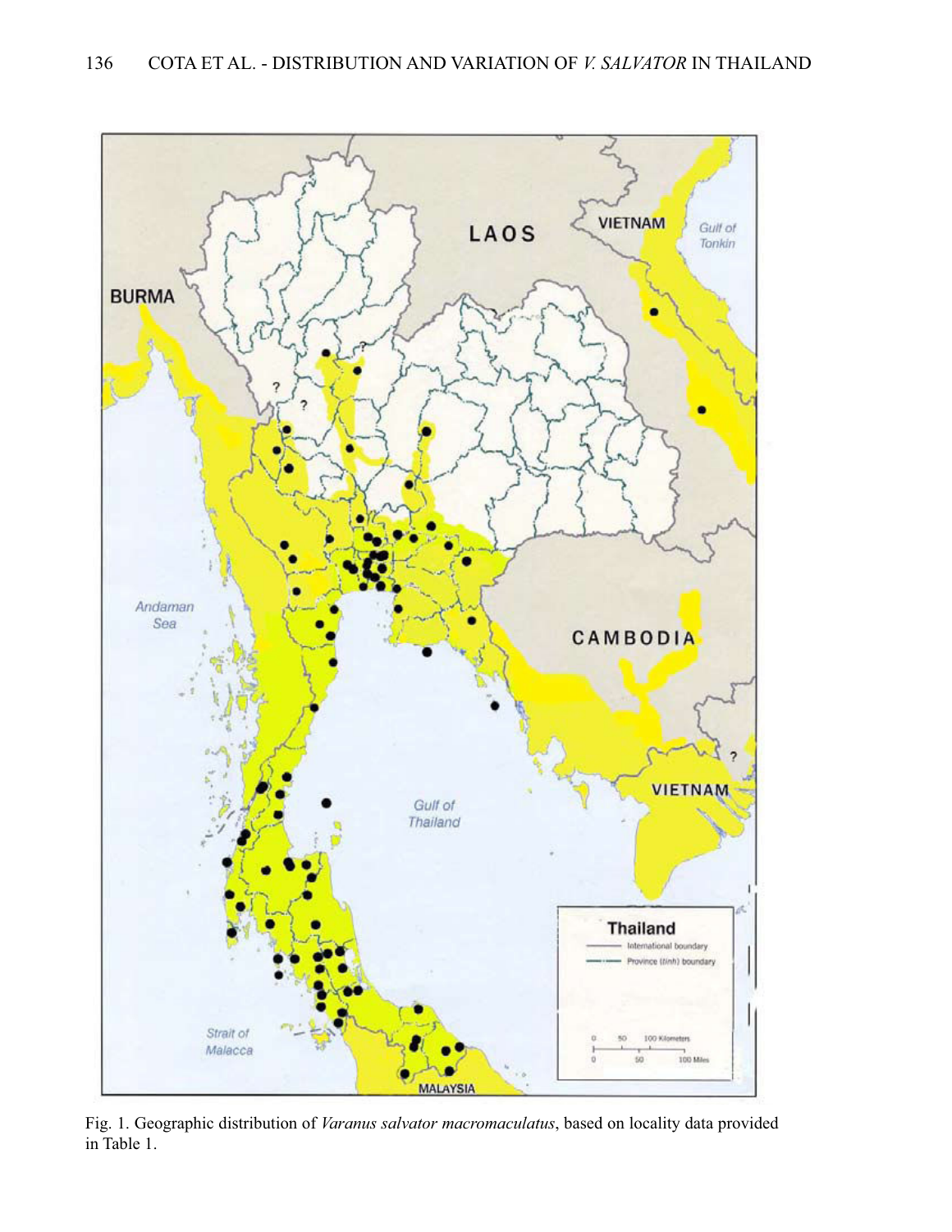Fig. 1. Geographic distribution of *Varanus salvator macromaculatus*, based on locality data provided in Table 1.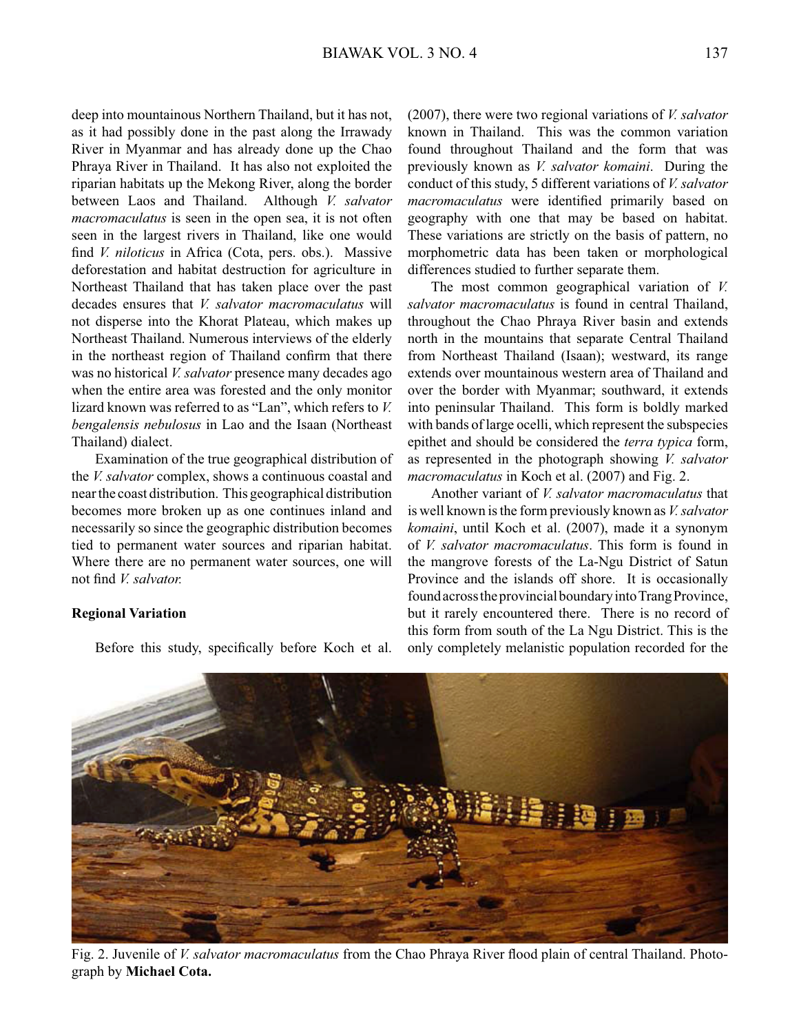deep into mountainous Northern Thailand, but it has not, as it had possibly done in the past along the Irrawady River in Myanmar and has already done up the Chao Phraya River in Thailand. It has also not exploited the riparian habitats up the Mekong River, along the border between Laos and Thailand. Although *V. salvator macromaculatus* is seen in the open sea, it is not often seen in the largest rivers in Thailand, like one would find *V. niloticus* in Africa (Cota, pers. obs.). Massive deforestation and habitat destruction for agriculture in Northeast Thailand that has taken place over the past decades ensures that *V. salvator macromaculatus* will not disperse into the Khorat Plateau, which makes up Northeast Thailand. Numerous interviews of the elderly in the northeast region of Thailand confirm that there was no historical *V. salvator* presence many decades ago when the entire area was forested and the only monitor lizard known was referred to as "Lan", which refers to *V. bengalensis nebulosus* in Lao and the Isaan (Northeast Thailand) dialect.

Examination of the true geographical distribution of the *V. salvator* complex, shows a continuous coastal and near the coast distribution. This geographical distribution becomes more broken up as one continues inland and necessarily so since the geographic distribution becomes tied to permanent water sources and riparian habitat. Where there are no permanent water sources, one will not find *V. salvator.*

**Regional Variation**

Before this study, specifically before Koch et al. (2007), there were two regional variations of *V. salvator* known in Thailand. This was the common variation found throughout Thailand and the form that was previously known as *V. salvator komaini*. During the conduct of this study, 5 different variations of *V. salvator macromaculatus* were identified primarily based on geography with one that may be based on habitat. These variations are strictly on the basis of pattern, no morphometric data has been taken or morphological differences studied to further separate them.

The most common geographical variation of *V. salvator macromaculatus* is found in central Thailand, throughout the Chao Phraya River basin and extends north in the mountains that separate Central Thailand from Northeast Thailand (Isaan); westward, its range extends over mountainous western area of Thailand and over the border with Myanmar; southward, it extends into peninsular Thailand. This form is boldly marked with bands of large ocelli, which represent the subspecies epithet and should be considered the *terra typica* form, as represented in the photograph showing *V. salvator macromaculatus* in Koch et al. (2007) and Fig. 2.

Another variant of *V. salvator macromaculatus* that is well known is the form previously known as *V. salvator komaini*, until Koch et al. (2007), made it a synonym of *V. salvator macromaculatus*. This form is found in the mangrove forests of the La-Ngu District of Satun Province and the islands off shore. It is occasionally found across the provincial boundary into Trang Province, but it rarely encountered there. There is no record of this form from south of the La Ngu District. This is the only completely melanistic population recorded for the

Fig. 2. Juvenile of *V. salvator macromaculatus* from the Chao Phraya River flood plain of central Thailand. Photograph by **Michael Cota.**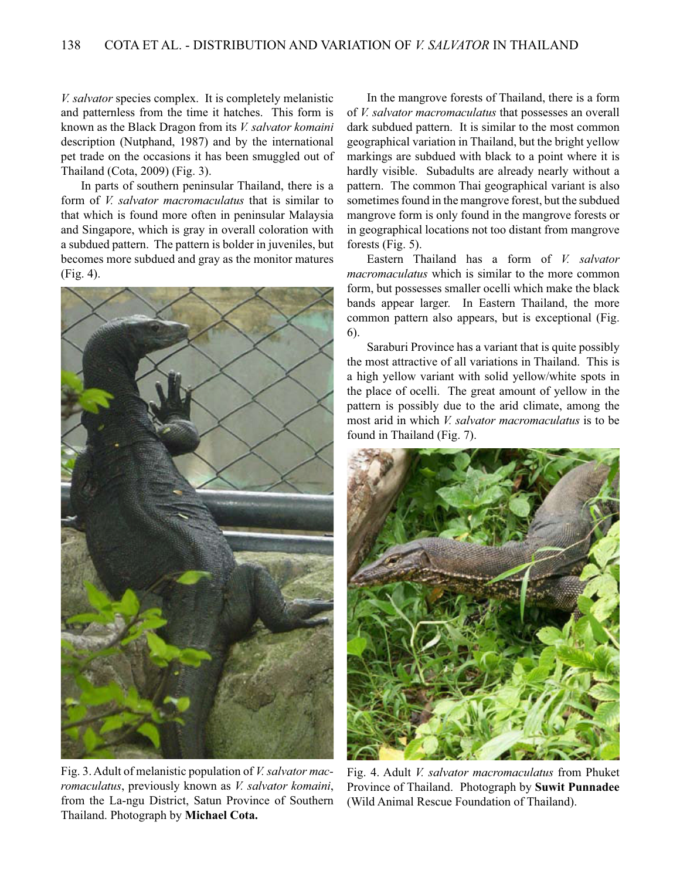*V. salvator* species complex. It is completely melanistic and patternless from the time it hatches. This form is known as the Black Dragon from its *V. salvator komaini* description (Nutphand, 1987) and by the international pet trade on the occasions it has been smuggled out of Thailand (Cota, 2009) (Fig. 3).

In parts of southern peninsular Thailand, there is a form of *V. salvator macromaculatus* that is similar to that which is found more often in peninsular Malaysia and Singapore, which is gray in overall coloration with a subdued pattern. The pattern is bolder in juveniles, but becomes more subdued and gray as the monitor matures (Fig. 4).

Fig. 3. Adult of melanistic population of *V. salvator macromaculatus*, previously known as *V. salvator komaini*, from the La-ngu District, Satun Province of Southern Thailand. Photograph by **Michael Cota.**

In the mangrove forests of Thailand, there is a form of *V. salvator macromaculatus* that possesses an overall dark subdued pattern. It is similar to the most common geographical variation in Thailand, but the bright yellow markings are subdued with black to a point where it is hardly visible. Subadults are already nearly without a pattern. The common Thai geographical variant is also sometimes found in the mangrove forest, but the subdued mangrove form is only found in the mangrove forests or in geographical locations not too distant from mangrove forests (Fig. 5).

Eastern Thailand has a form of *V. salvator macromaculatus* which is similar to the more common form, but possesses smaller ocelli which make the black bands appear larger. In Eastern Thailand, the more common pattern also appears, but is exceptional (Fig. 6).

Saraburi Province has a variant that is quite possibly the most attractive of all variations in Thailand. This is a high yellow variant with solid yellow/white spots in the place of ocelli. The great amount of yellow in the pattern is possibly due to the arid climate, among the most arid in which *V. salvator macromaculatus* is to be found in Thailand (Fig. 7).

Fig. 4. Adult *V. salvator macromaculatus* from Phuket Province of Thailand. Photograph by **Suwit Punnadee** (Wild Animal Rescue Foundation of Thailand).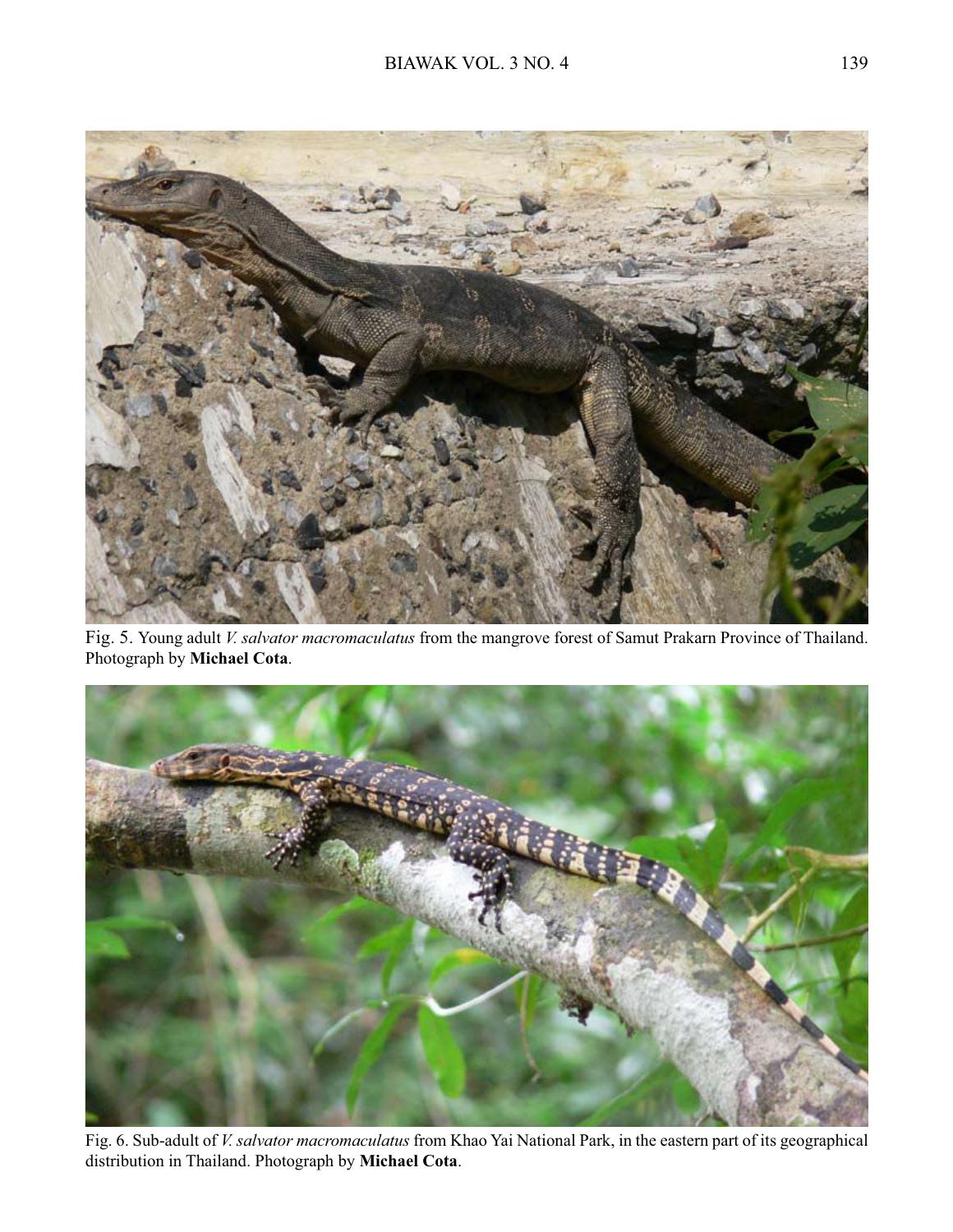Fig. 5. Young adult *V. salvator macromaculatus* from the mangrove forest of Samut Prakarn Province of Thailand. Photograph by **Michael Cota**.

Fig. 6. Sub-adult of *V. salvator macromaculatus* from Khao Yai National Park, in the eastern part of its geographical distribution in Thailand. Photograph by **Michael Cota**.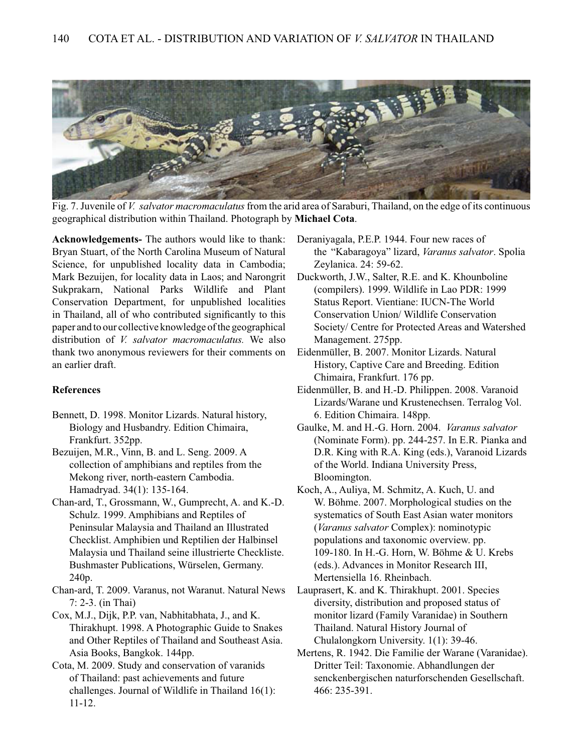Fig. 7. Juvenile of *V. salvator macromaculatus* from the arid area of Saraburi, Thailand, on the edge of its continuous geographical distribution within Thailand. Photograph by **Michael Cota**.

**Acknowledgements-** The authors would like to thank: Bryan Stuart, of the North Carolina Museum of Natural Science, for unpublished locality data in Cambodia; Mark Bezuijen, for locality data in Laos; and Narongrit Sukprakarn, National Parks Wildlife and Plant Conservation Department, for unpublished localities in Thailand, all of who contributed significantly to this paper and to our collective knowledge of the geographical distribution of *V. salvator macromaculatus.* We also thank two anonymous reviewers for their comments on an earlier draft.

**References**

Bennett, D. 1998. Monitor Lizards. Natural history, Biology and Husbandry. Edition Chimaira, Frankfurt. 352pp.

Bezuijen, M.R., Vinn, B. and L. Seng. 2009. A collection of amphibians and reptiles from the Mekong river, north-eastern Cambodia. Hamadryad. 34(1): 135-164.

Chan-ard, T., Grossmann, W., Gumprecht, A. and K.-D. Schulz. 1999. Amphibians and Reptiles of Peninsular Malaysia and Thailand an Illustrated Checklist. Amphibien und Reptilien der Halbinsel Malaysia und Thailand seine illustrierte Checkliste. Bushmaster Publications, Würselen, Germany. 240p.

Chan-ard, T. 2009. Varanus, not Waranut. Natural News 7: 2-3. (in Thai)

Cox, M.J., Dijk, P.P. van, Nabhitabhata, J., and K. Thirakhupt. 1998. A Photographic Guide to Snakes and Other Reptiles of Thailand and Southeast Asia. Asia Books, Bangkok. 144pp.

Cota, M. 2009. Study and conservation of varanids of Thailand: past achievements and future challenges. Journal of Wildlife in Thailand 16(1): 11-12.

Deraniyagala, P.E.P. 1944. Four new races of the "Kabaragoya" lizard, *Varanus salvator*. Spolia Zeylanica. 24: 59-62.

Duckworth, J.W., Salter, R.E. and K. Khounboline (compilers). 1999. Wildlife in Lao PDR: 1999 Status Report. Vientiane: IUCN-The World Conservation Union/ Wildlife Conservation Society/ Centre for Protected Areas and Watershed Management. 275pp.

Eidenmüller, B. 2007. Monitor Lizards. Natural History, Captive Care and Breeding. Edition Chimaira, Frankfurt. 176 pp.

Eidenmüller, B. and H.-D. Philippen. 2008. Varanoid Lizards/Warane und Krustenechsen. Terralog Vol. 6. Edition Chimaira. 148pp.

Gaulke, M. and H.-G. Horn. 2004. *Varanus salvator* (Nominate Form). pp. 244-257. In E.R. Pianka and D.R. King with R.A. King (eds.), Varanoid Lizards of the World. Indiana University Press, Bloomington.

Koch, A., Auliya, M. Schmitz, A. Kuch, U. and W. Böhme. 2007. Morphological studies on the systematics of South East Asian water monitors (*Varanus salvator* Complex): nominotypic populations and taxonomic overview. pp. 109-180. In H.-G. Horn, W. Böhme & U. Krebs (eds.). Advances in Monitor Research III, Mertensiella 16. Rheinbach.

Lauprasert, K. and K. Thirakhupt. 2001. Species diversity, distribution and proposed status of monitor lizard (Family Varanidae) in Southern Thailand. Natural History Journal of Chulalongkorn University. 1(1): 39-46.

Mertens, R. 1942. Die Familie der Warane (Varanidae). Dritter Teil: Taxonomie. Abhandlungen der senckenbergischen naturforschenden Gesellschaft. 466: 235-391.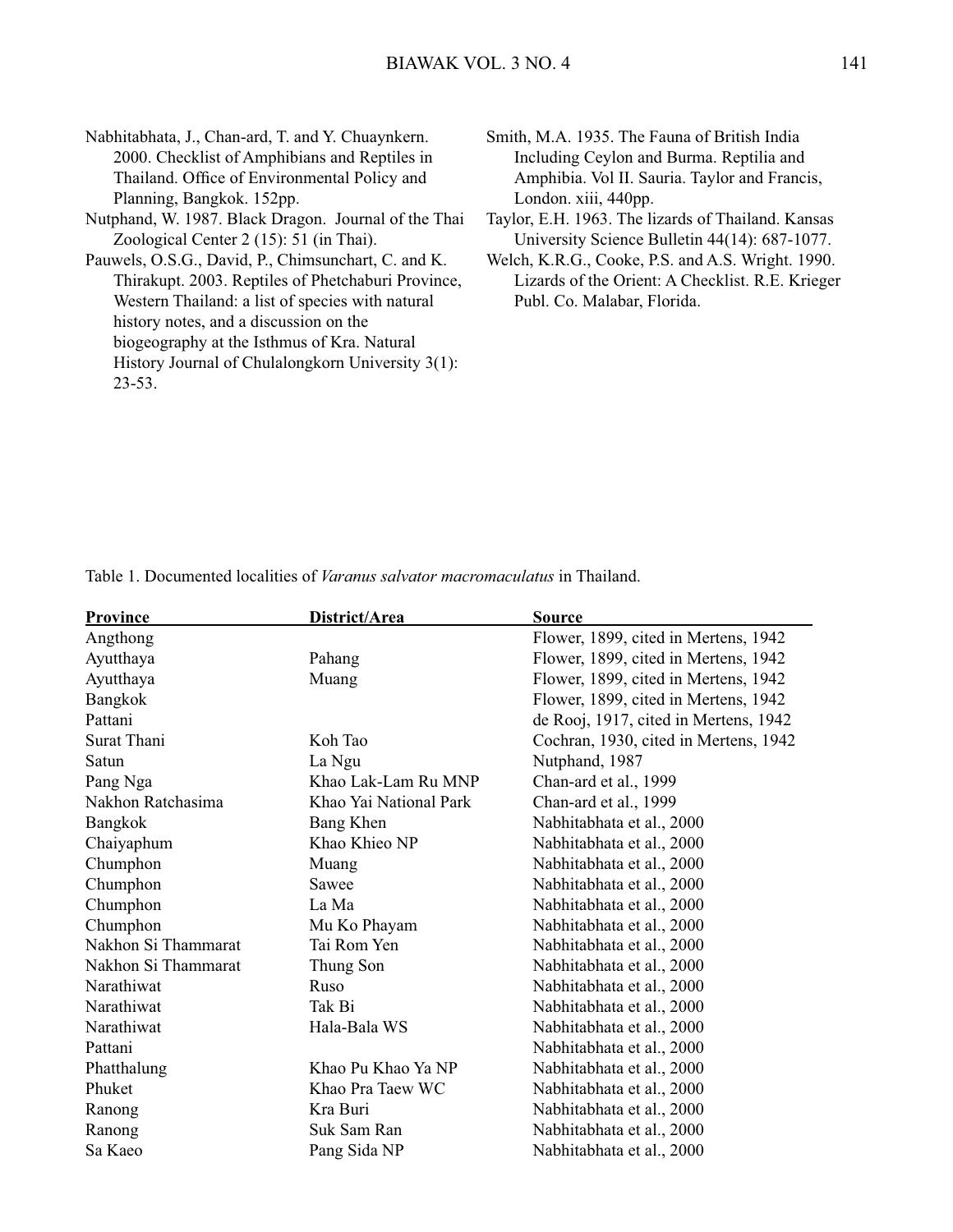Nabhitabhata, J., Chan-ard, T. and Y. Chuaynkern. 2000. Checklist of Amphibians and Reptiles in Thailand. Office of Environmental Policy and Planning, Bangkok. 152pp.

Nutphand, W. 1987. Black Dragon. Journal of the Thai Zoological Center 2 (15): 51 (in Thai).

Pauwels, O.S.G., David, P., Chimsunchart, C. and K. Thirakupt. 2003. Reptiles of Phetchaburi Province, Western Thailand: a list of species with natural history notes, and a discussion on the biogeography at the Isthmus of Kra. Natural History Journal of Chulalongkorn University 3(1): 23-53.

Smith, M.A. 1935. The Fauna of British India Including Ceylon and Burma. Reptilia and Amphibia. Vol II. Sauria. Taylor and Francis, London. xiii, 440pp.

Taylor, E.H. 1963. The lizards of Thailand. Kansas University Science Bulletin 44(14): 687-1077.

Welch, K.R.G., Cooke, P.S. and A.S. Wright. 1990. Lizards of the Orient: A Checklist. R.E. Krieger Publ. Co. Malabar, Florida.

Table 1. Documented localities of *Varanus salvator macromaculatus* in Thailand.

| Province | District/Area | Source |
|---|---|---|
| Angthong | | Flower, 1899, cited in Mertens, 1942 |
| Ayutthaya | Pahang | Flower, 1899, cited in Mertens, 1942 |
| Ayutthaya | Muang | Flower, 1899, cited in Mertens, 1942 |
| Bangkok | | Flower, 1899, cited in Mertens, 1942 |
| Pattani | | de Rooj, 1917, cited in Mertens, 1942 |
| Surat Thani | Koh Tao | Cochran, 1930, cited in Mertens, 1942 |
| Satun | La Ngu | Nutphand, 1987 |
| Pang Nga | Khao Lak-Lam Ru MNP | Chan-ard et al., 1999 |
| Nakhon Ratchasima | Khao Yai National Park | Chan-ard et al., 1999 |
| Bangkok | Bang Khen | Nabhitabhata et al., 2000 |
| Chaiyaphum | Khao Khieo NP | Nabhitabhata et al., 2000 |
| Chumphon | Muang | Nabhitabhata et al., 2000 |
| Chumphon | Sawee | Nabhitabhata et al., 2000 |
| Chumphon | La Ma | Nabhitabhata et al., 2000 |
| Chumphon | Mu Ko Phayam | Nabhitabhata et al., 2000 |
| Nakhon Si Thammarat | Tai Rom Yen | Nabhitabhata et al., 2000 |
| Nakhon Si Thammarat | Thung Son | Nabhitabhata et al., 2000 |
| Narathiwat | Ruso | Nabhitabhata et al., 2000 |
| Narathiwat | Tak Bi | Nabhitabhata et al., 2000 |
| Narathiwat | Hala-Bala WS | Nabhitabhata et al., 2000 |
| Pattani | | Nabhitabhata et al., 2000 |
| Phatthalung | Khao Pu Khao Ya NP | Nabhitabhata et al., 2000 |
| Phuket | Khao Pra Taew WC | Nabhitabhata et al., 2000 |
| Ranong | Kra Buri | Nabhitabhata et al., 2000 |
| Ranong | Suk Sam Ran | Nabhitabhata et al., 2000 |
| Sa Kaeo | Pang Sida NP | Nabhitabhata et al., 2000 |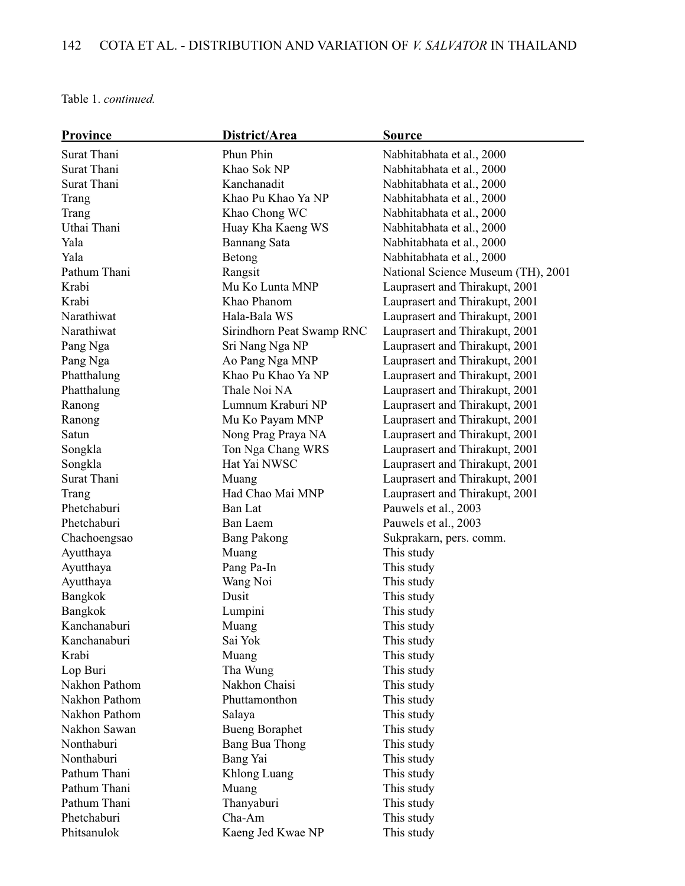Table 1. *continued.*

| Province | District/Area | Source |
| --- | --- | --- |
| Surat Thani | Phun Phin | Nabhitabhata et al., 2000 |
| Surat Thani | Khao Sok NP | Nabhitabhata et al., 2000 |
| Surat Thani | Kanchanadit | Nabhitabhata et al., 2000 |
| Trang | Khao Pu Khao Ya NP | Nabhitabhata et al., 2000 |
| Trang | Khao Chong WC | Nabhitabhata et al., 2000 |
| Uthai Thani | Huay Kha Kaeng WS | Nabhitabhata et al., 2000 |
| Yala | Bannang Sata | Nabhitabhata et al., 2000 |
| Yala | Betong | Nabhitabhata et al., 2000 |
| Pathum Thani | Rangsit | National Science Museum (TH), 2001 |
| Krabi | Mu Ko Lunta MNP | Lauprasert and Thirakupt, 2001 |
| Krabi | Khao Phanom | Lauprasert and Thirakupt, 2001 |
| Narathiwat | Hala-Bala WS | Lauprasert and Thirakupt, 2001 |
| Narathiwat | Sirindhorn Peat Swamp RNC | Lauprasert and Thirakupt, 2001 |
| Pang Nga | Sri Nang Nga NP | Lauprasert and Thirakupt, 2001 |
| Pang Nga | Ao Pang Nga MNP | Lauprasert and Thirakupt, 2001 |
| Phatthalung | Khao Pu Khao Ya NP | Lauprasert and Thirakupt, 2001 |
| Phatthalung | Thale Noi NA | Lauprasert and Thirakupt, 2001 |
| Ranong | Lumnum Kraburi NP | Lauprasert and Thirakupt, 2001 |
| Ranong | Mu Ko Payam MNP | Lauprasert and Thirakupt, 2001 |
| Satun | Nong Prag Praya NA | Lauprasert and Thirakupt, 2001 |
| Songkla | Ton Nga Chang WRS | Lauprasert and Thirakupt, 2001 |
| Songkla | Hat Yai NWSC | Lauprasert and Thirakupt, 2001 |
| Surat Thani | Muang | Lauprasert and Thirakupt, 2001 |
| Trang | Had Chao Mai MNP | Lauprasert and Thirakupt, 2001 |
| Phetchaburi | Ban Lat | Pauwels et al., 2003 |
| Phetchaburi | Ban Laem | Pauwels et al., 2003 |
| Chachoengsao | Bang Pakong | Sukprakarn, pers. comm. |
| Ayutthaya | Muang | This study |
| Ayutthaya | Pang Pa-In | This study |
| Ayutthaya | Wang Noi | This study |
| Bangkok | Dusit | This study |
| Bangkok | Lumpini | This study |
| Kanchanaburi | Muang | This study |
| Kanchanaburi | Sai Yok | This study |
| Krabi | Muang | This study |
| Lop Buri | Tha Wung | This study |
| Nakhon Pathom | Nakhon Chaisi | This study |
| Nakhon Pathom | Phuttamonthon | This study |
| Nakhon Pathom | Salaya | This study |
| Nakhon Sawan | Bueng Boraphet | This study |
| Nonthaburi | Bang Bua Thong | This study |
| Nonthaburi | Bang Yai | This study |
| Pathum Thani | Khlong Luang | This study |
| Pathum Thani | Muang | This study |
| Pathum Thani | Thanyaburi | This study |
| Phetchaburi | Cha-Am | This study |
| Phitsanulok | Kaeng Jed Kwae NP | This study |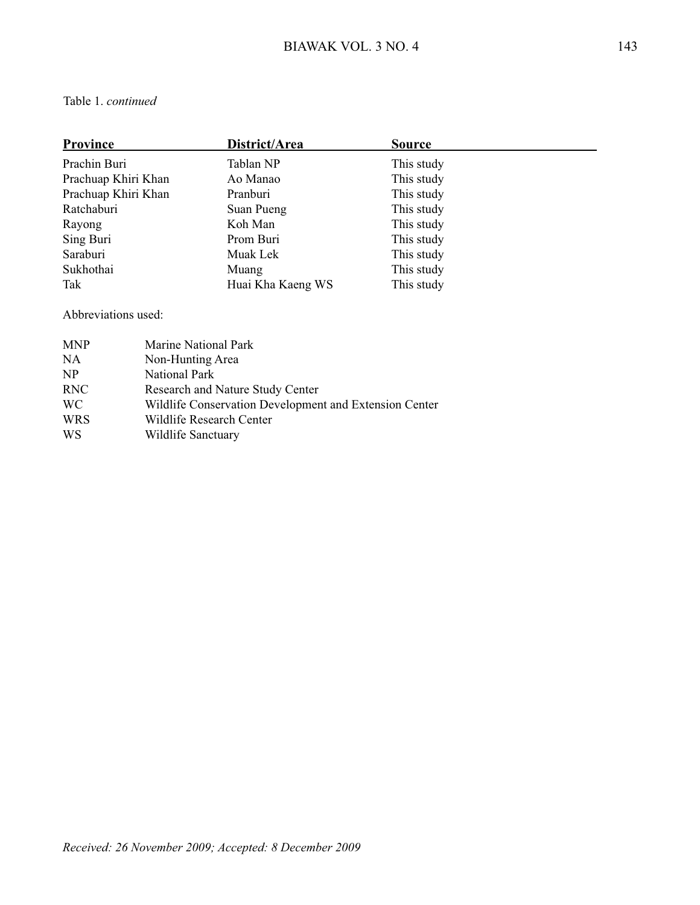Table 1. *continued*

| **Province** | **District/Area** | **Source** |
|---|---|---|
| Prachin Buri | Tablan NP | This study |
| Prachuap Khiri Khan | Ao Manao | This study |
| Prachuap Khiri Khan | Pranburi | This study |
| Ratchaburi | Suan Pueng | This study |
| Rayong | Koh Man | This study |
| Sing Buri | Prom Buri | This study |
| Saraburi | Muak Lek | This study |
| Sukhothai | Muang | This study |
| Tak | Huai Kha Kaeng WS | This study |

Abbreviations used:

| | |
|---|---|
| MNP | Marine National Park |
| NA | Non-Hunting Area |
| NP | National Park |
| RNC | Research and Nature Study Center |
| WC | Wildlife Conservation Development and Extension Center |
| WRS | Wildlife Research Center |
| WS | Wildlife Sanctuary |

*Received: 26 November 2009; Accepted: 8 December 2009*